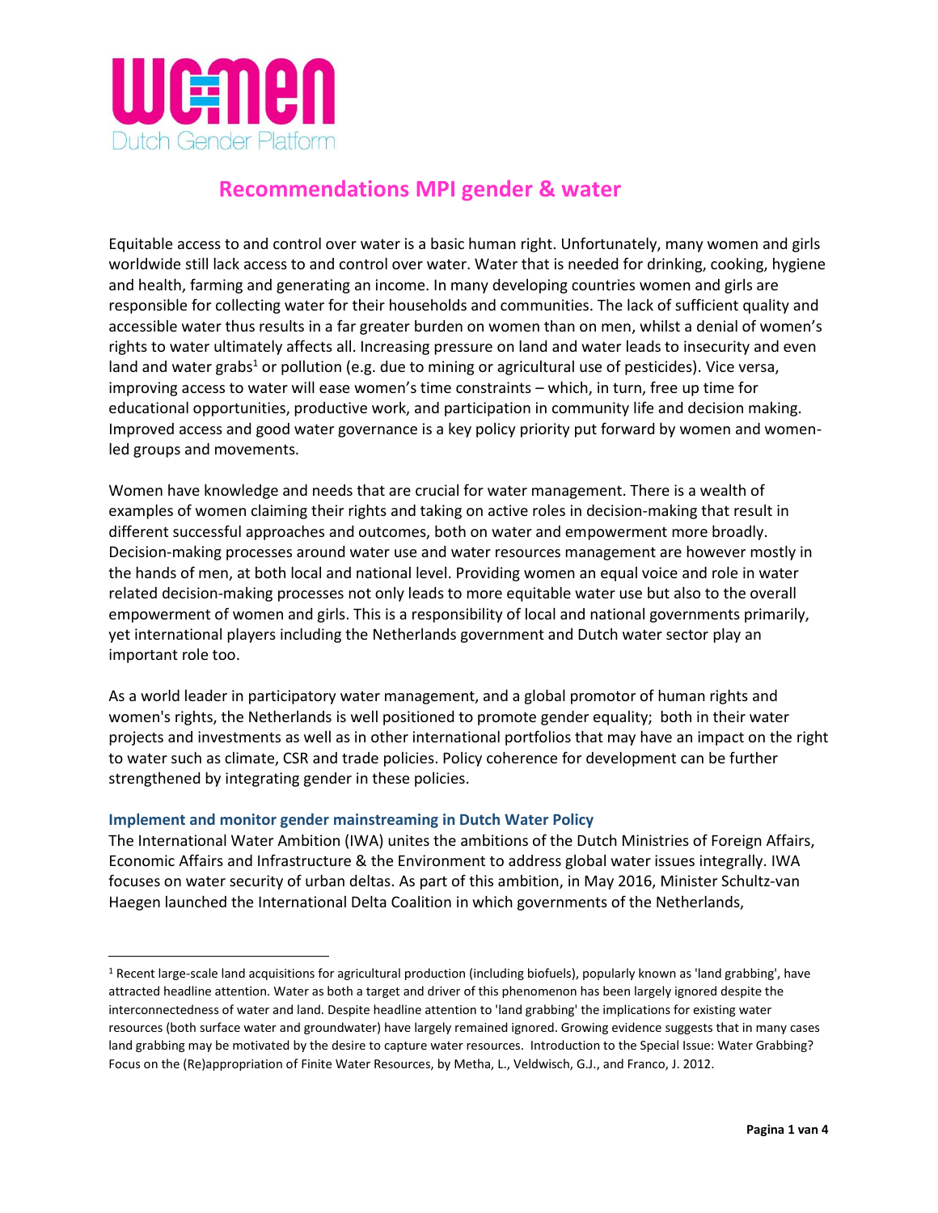WO=MEN
Dutch Gender Platform

# Recommendations MPI gender & water

Equitable access to and control over water is a basic human right. Unfortunately, many women and girls worldwide still lack access to and control over water. Water that is needed for drinking, cooking, hygiene and health, farming and generating an income. In many developing countries women and girls are responsible for collecting water for their households and communities. The lack of sufficient quality and accessible water thus results in a far greater burden on women than on men, whilst a denial of women's rights to water ultimately affects all. Increasing pressure on land and water leads to insecurity and even land and water grabs[1] or pollution (e.g. due to mining or agricultural use of pesticides). Vice versa, improving access to water will ease women's time constraints – which, in turn, free up time for educational opportunities, productive work, and participation in community life and decision making. Improved access and good water governance is a key policy priority put forward by women and women-led groups and movements.

Women have knowledge and needs that are crucial for water management. There is a wealth of examples of women claiming their rights and taking on active roles in decision-making that result in different successful approaches and outcomes, both on water and empowerment more broadly. Decision-making processes around water use and water resources management are however mostly in the hands of men, at both local and national level. Providing women an equal voice and role in water related decision-making processes not only leads to more equitable water use but also to the overall empowerment of women and girls. This is a responsibility of local and national governments primarily, yet international players including the Netherlands government and Dutch water sector play an important role too.

As a world leader in participatory water management, and a global promotor of human rights and women's rights, the Netherlands is well positioned to promote gender equality; both in their water projects and investments as well as in other international portfolios that may have an impact on the right to water such as climate, CSR and trade policies. Policy coherence for development can be further strengthened by integrating gender in these policies.

### Implement and monitor gender mainstreaming in Dutch Water Policy

The International Water Ambition (IWA) unites the ambitions of the Dutch Ministries of Foreign Affairs, Economic Affairs and Infrastructure & the Environment to address global water issues integrally. IWA focuses on water security of urban deltas. As part of this ambition, in May 2016, Minister Schultz-van Haegen launched the International Delta Coalition in which governments of the Netherlands,

---

[1] Recent large-scale land acquisitions for agricultural production (including biofuels), popularly known as 'land grabbing', have attracted headline attention. Water as both a target and driver of this phenomenon has been largely ignored despite the interconnectedness of water and land. Despite headline attention to 'land grabbing' the implications for existing water resources (both surface water and groundwater) have largely remained ignored. Growing evidence suggests that in many cases land grabbing may be motivated by the desire to capture water resources. Introduction to the Special Issue: Water Grabbing? Focus on the (Re)appropriation of Finite Water Resources, by Metha, L., Veldwisch, G.J., and Franco, J. 2012.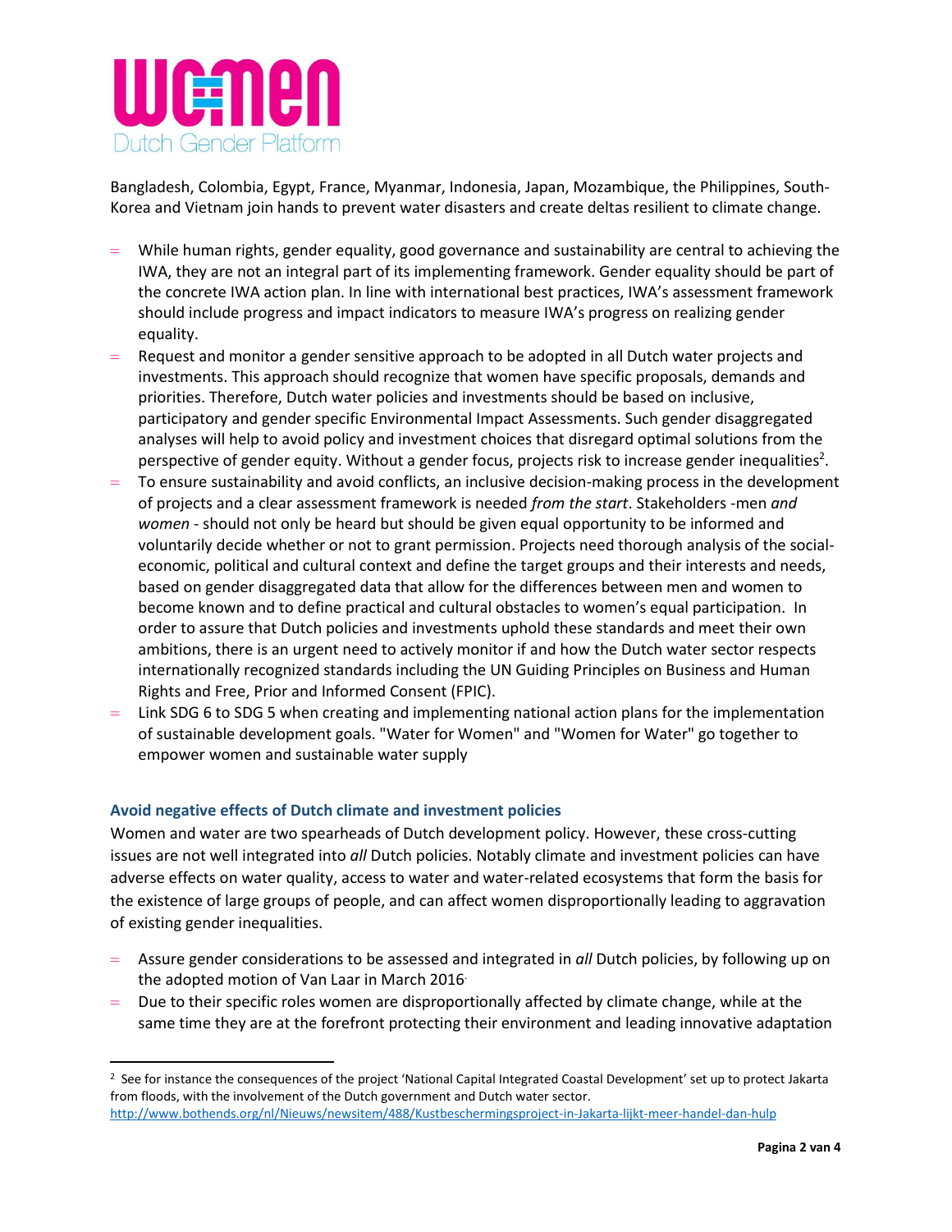Bangladesh, Colombia, Egypt, France, Myanmar, Indonesia, Japan, Mozambique, the Philippines, South-Korea and Vietnam join hands to prevent water disasters and create deltas resilient to climate change.

- While human rights, gender equality, good governance and sustainability are central to achieving the IWA, they are not an integral part of its implementing framework. Gender equality should be part of the concrete IWA action plan. In line with international best practices, IWA's assessment framework should include progress and impact indicators to measure IWA's progress on realizing gender equality.
- Request and monitor a gender sensitive approach to be adopted in all Dutch water projects and investments. This approach should recognize that women have specific proposals, demands and priorities. Therefore, Dutch water policies and investments should be based on inclusive, participatory and gender specific Environmental Impact Assessments. Such gender disaggregated analyses will help to avoid policy and investment choices that disregard optimal solutions from the perspective of gender equity. Without a gender focus, projects risk to increase gender inequalities[2].
- To ensure sustainability and avoid conflicts, an inclusive decision-making process in the development of projects and a clear assessment framework is needed *from the start*. Stakeholders -men *and women* - should not only be heard but should be given equal opportunity to be informed and voluntarily decide whether or not to grant permission. Projects need thorough analysis of the social-economic, political and cultural context and define the target groups and their interests and needs, based on gender disaggregated data that allow for the differences between men and women to become known and to define practical and cultural obstacles to women's equal participation. In order to assure that Dutch policies and investments uphold these standards and meet their own ambitions, there is an urgent need to actively monitor if and how the Dutch water sector respects internationally recognized standards including the UN Guiding Principles on Business and Human Rights and Free, Prior and Informed Consent (FPIC).
- Link SDG 6 to SDG 5 when creating and implementing national action plans for the implementation of sustainable development goals. "Water for Women" and "Women for Water" go together to empower women and sustainable water supply

### Avoid negative effects of Dutch climate and investment policies

Women and water are two spearheads of Dutch development policy. However, these cross-cutting issues are not well integrated into *all* Dutch policies. Notably climate and investment policies can have adverse effects on water quality, access to water and water-related ecosystems that form the basis for the existence of large groups of people, and can affect women disproportionally leading to aggravation of existing gender inequalities.

- Assure gender considerations to be assessed and integrated in *all* Dutch policies, by following up on the adopted motion of Van Laar in March 2016.
- Due to their specific roles women are disproportionally affected by climate change, while at the same time they are at the forefront protecting their environment and leading innovative adaptation

[2] See for instance the consequences of the project 'National Capital Integrated Coastal Development' set up to protect Jakarta from floods, with the involvement of the Dutch government and Dutch water sector. http://www.bothends.org/nl/Nieuws/newsitem/488/Kustbeschermingsproject-in-Jakarta-lijkt-meer-handel-dan-hulp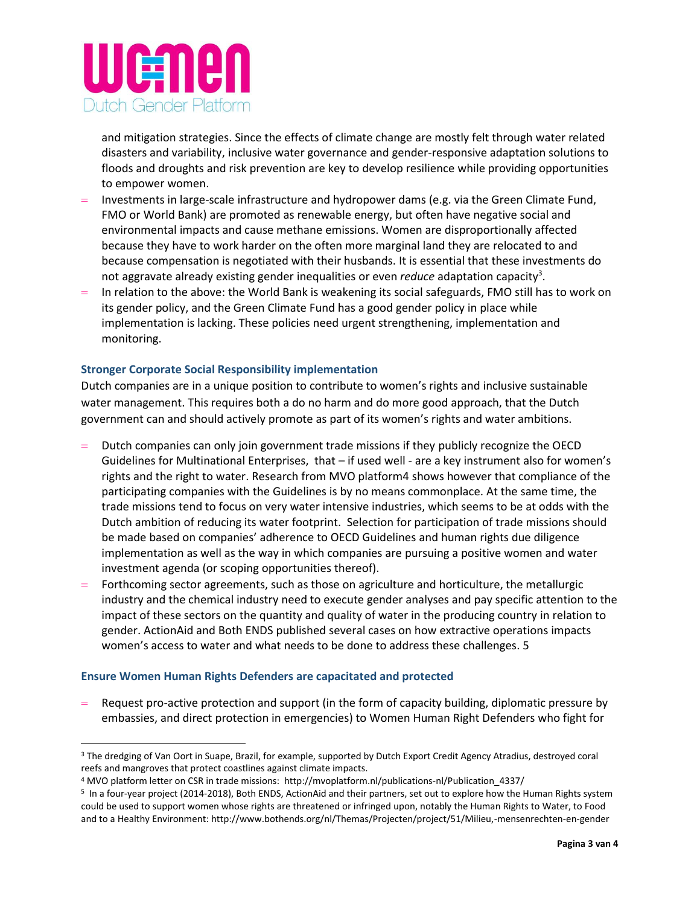and mitigation strategies. Since the effects of climate change are mostly felt through water related disasters and variability, inclusive water governance and gender-responsive adaptation solutions to floods and droughts and risk prevention are key to develop resilience while providing opportunities to empower women.

- Investments in large-scale infrastructure and hydropower dams (e.g. via the Green Climate Fund, FMO or World Bank) are promoted as renewable energy, but often have negative social and environmental impacts and cause methane emissions. Women are disproportionally affected because they have to work harder on the often more marginal land they are relocated to and because compensation is negotiated with their husbands. It is essential that these investments do not aggravate already existing gender inequalities or even *reduce* adaptation capacity[3].
- In relation to the above: the World Bank is weakening its social safeguards, FMO still has to work on its gender policy, and the Green Climate Fund has a good gender policy in place while implementation is lacking. These policies need urgent strengthening, implementation and monitoring.

### Stronger Corporate Social Responsibility implementation

Dutch companies are in a unique position to contribute to women's rights and inclusive sustainable water management. This requires both a do no harm and do more good approach, that the Dutch government can and should actively promote as part of its women's rights and water ambitions.

- Dutch companies can only join government trade missions if they publicly recognize the OECD Guidelines for Multinational Enterprises, that – if used well - are a key instrument also for women's rights and the right to water. Research from MVO platform4 shows however that compliance of the participating companies with the Guidelines is by no means commonplace. At the same time, the trade missions tend to focus on very water intensive industries, which seems to be at odds with the Dutch ambition of reducing its water footprint. Selection for participation of trade missions should be made based on companies' adherence to OECD Guidelines and human rights due diligence implementation as well as the way in which companies are pursuing a positive women and water investment agenda (or scoping opportunities thereof).
- Forthcoming sector agreements, such as those on agriculture and horticulture, the metallurgic industry and the chemical industry need to execute gender analyses and pay specific attention to the impact of these sectors on the quantity and quality of water in the producing country in relation to gender. ActionAid and Both ENDS published several cases on how extractive operations impacts women's access to water and what needs to be done to address these challenges. 5

### Ensure Women Human Rights Defenders are capacitated and protected

- Request pro-active protection and support (in the form of capacity building, diplomatic pressure by embassies, and direct protection in emergencies) to Women Human Right Defenders who fight for

---

[3] The dredging of Van Oort in Suape, Brazil, for example, supported by Dutch Export Credit Agency Atradius, destroyed coral reefs and mangroves that protect coastlines against climate impacts.

[4] MVO platform letter on CSR in trade missions: http://mvoplatform.nl/publications-nl/Publication_4337/

[5] In a four-year project (2014-2018), Both ENDS, ActionAid and their partners, set out to explore how the Human Rights system could be used to support women whose rights are threatened or infringed upon, notably the Human Rights to Water, to Food and to a Healthy Environment: http://www.bothends.org/nl/Themas/Projecten/project/51/Milieu,-mensenrechten-en-gender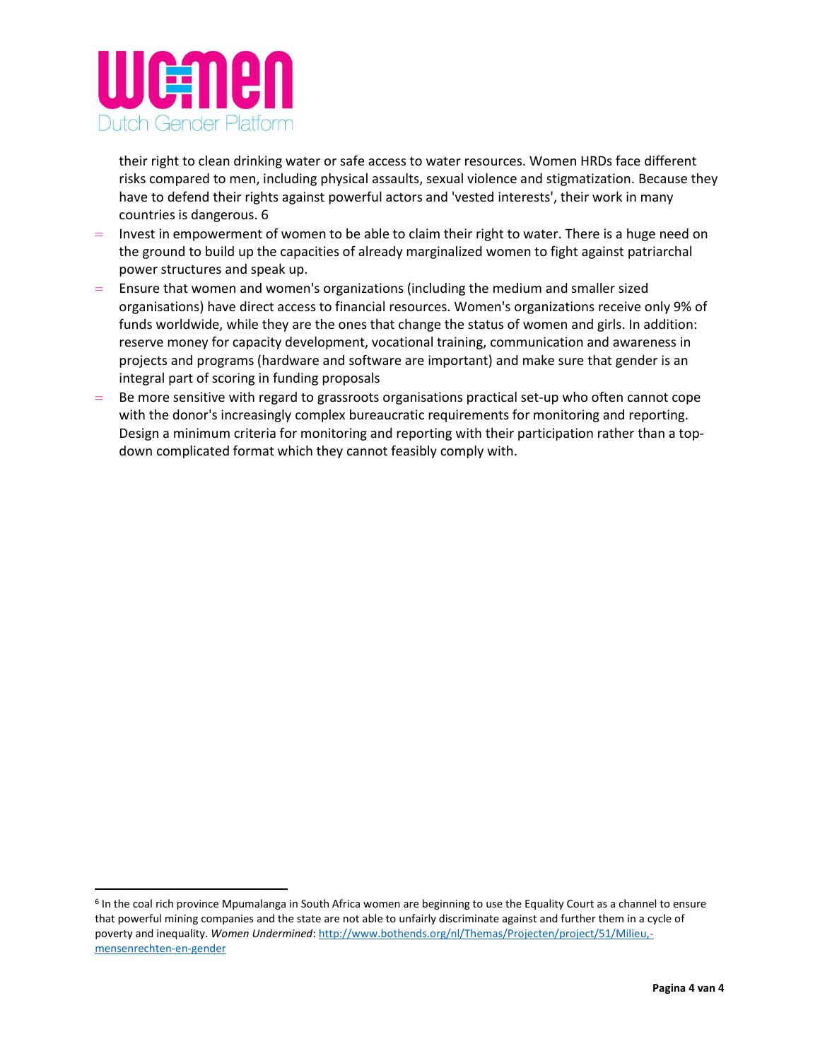their right to clean drinking water or safe access to water resources. Women HRDs face different risks compared to men, including physical assaults, sexual violence and stigmatization. Because they have to defend their rights against powerful actors and 'vested interests', their work in many countries is dangerous. 6

- Invest in empowerment of women to be able to claim their right to water. There is a huge need on the ground to build up the capacities of already marginalized women to fight against patriarchal power structures and speak up.
- Ensure that women and women's organizations (including the medium and smaller sized organisations) have direct access to financial resources. Women's organizations receive only 9% of funds worldwide, while they are the ones that change the status of women and girls. In addition: reserve money for capacity development, vocational training, communication and awareness in projects and programs (hardware and software are important) and make sure that gender is an integral part of scoring in funding proposals
- Be more sensitive with regard to grassroots organisations practical set-up who often cannot cope with the donor's increasingly complex bureaucratic requirements for monitoring and reporting. Design a minimum criteria for monitoring and reporting with their participation rather than a top-down complicated format which they cannot feasibly comply with.

---

[6] In the coal rich province Mpumalanga in South Africa women are beginning to use the Equality Court as a channel to ensure that powerful mining companies and the state are not able to unfairly discriminate against and further them in a cycle of poverty and inequality. *Women Undermined*: [http://www.bothends.org/nl/Themas/Projecten/project/51/Milieu,-mensenrechten-en-gender](http://www.bothends.org/nl/Themas/Projecten/project/51/Milieu,-mensenrechten-en-gender)